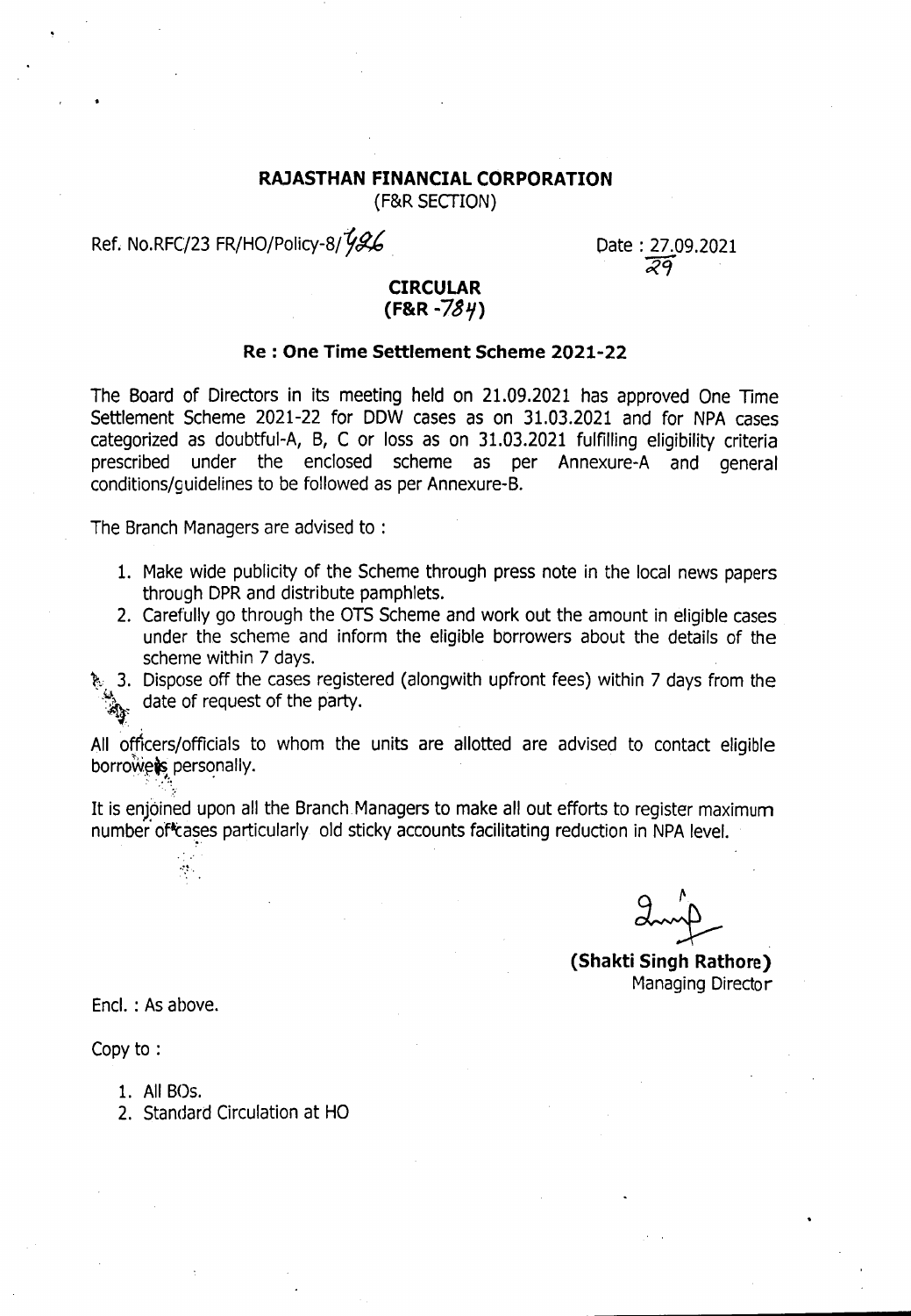# RAJASTHAN FINANCIAL CORPORATION

(F&R SECTION)

Ref. No.RFC/23 FR/HO/Policy-8/926 Date : 27.09.2021
29

## CIRCULAR
## (F&R -784)

### Re : One Time Settlement Scheme 2021-22

The Board of Directors in its meeting held on 21.09.2021 has approved One Time Settlement Scheme 2021-22 for DDW cases as on 31.03.2021 and for NPA cases categorized as doubtful-A, B, C or loss as on 31.03.2021 fulfilling eligibility criteria prescribed under the enclosed scheme as per Annexure-A and general conditions/guidelines to be followed as per Annexure-B.

The Branch Managers are advised to :

1. Make wide publicity of the Scheme through press note in the local news papers through DPR and distribute pamphlets.
2. Carefully go through the OTS Scheme and work out the amount in eligible cases under the scheme and inform the eligible borrowers about the details of the scheme within 7 days.
3. Dispose off the cases registered (alongwith upfront fees) within 7 days from the date of request of the party.

All officers/officials to whom the units are allotted are advised to contact eligible borrowers personally.

It is enjoined upon all the Branch Managers to make all out efforts to register maximum number of cases particularly old sticky accounts facilitating reduction in NPA level.

**(Shakti Singh Rathore)**
Managing Director

Encl. : As above.

Copy to :

1. All BOs.
2. Standard Circulation at HO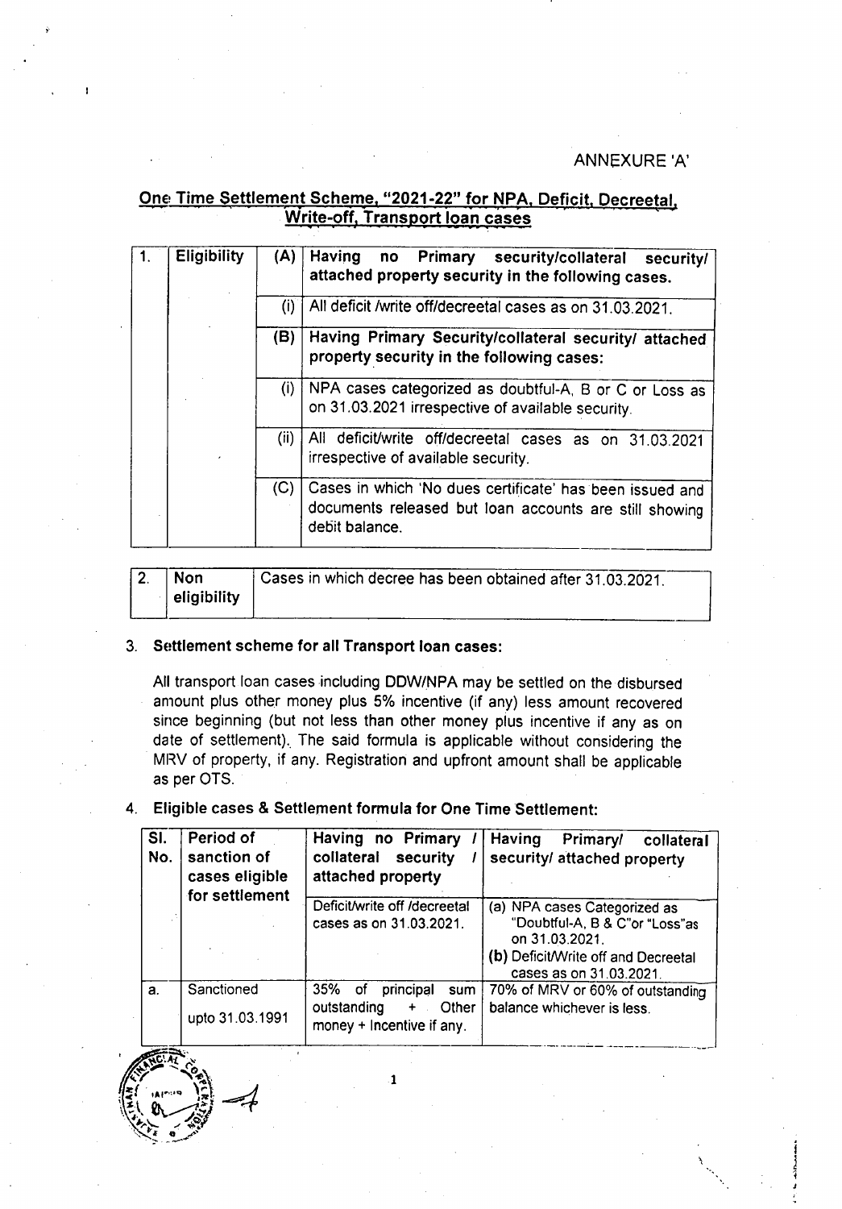ANNEXURE 'A'

## One Time Settlement Scheme, "2021-22" for NPA, Deficit, Decreetal, Write-off, Transport loan cases

| 1. | Eligibility | (A) | **Having no Primary security/collateral security/ attached property security in the following cases.** |
|---|---|---|---|
| | | (i) | All deficit /write off/decreetal cases as on 31.03.2021. |
| | | (B) | **Having Primary Security/collateral security/ attached property security in the following cases:** |
| | | (i) | NPA cases categorized as doubtful-A, B or C or Loss as on 31.03.2021 irrespective of available security. |
| | | (ii) | All deficit/write off/decreetal cases as on 31.03.2021 irrespective of available security. |
| | | (C) | Cases in which 'No dues certificate' has been issued and documents released but loan accounts are still showing debit balance. |

| 2. | Non eligibility | Cases in which decree has been obtained after 31.03.2021. |
|---|---|---|

3. **Settlement scheme for all Transport loan cases:**

   All transport loan cases including DDW/NPA may be settled on the disbursed amount plus other money plus 5% incentive (if any) less amount recovered since beginning (but not less than other money plus incentive if any as on date of settlement). The said formula is applicable without considering the MRV of property, if any. Registration and upfront amount shall be applicable as per OTS.

4. **Eligible cases & Settlement formula for One Time Settlement:**

| Sl. No. | Period of sanction of cases eligible for settlement | Having no Primary / collateral security / attached property | Having Primary/ collateral security/ attached property |
|---|---|---|---|
| | | Deficit/write off /decreetal cases as on 31.03.2021. | (a) NPA cases Categorized as "Doubtful-A, B & C"or "Loss"as on 31.03.2021.<br>(b) Deficit/Write off and Decreetal cases as on 31.03.2021. |
| a. | Sanctioned upto 31.03.1991 | 35% of principal sum outstanding + Other money + Incentive if any. | 70% of MRV or 60% of outstanding balance whichever is less. |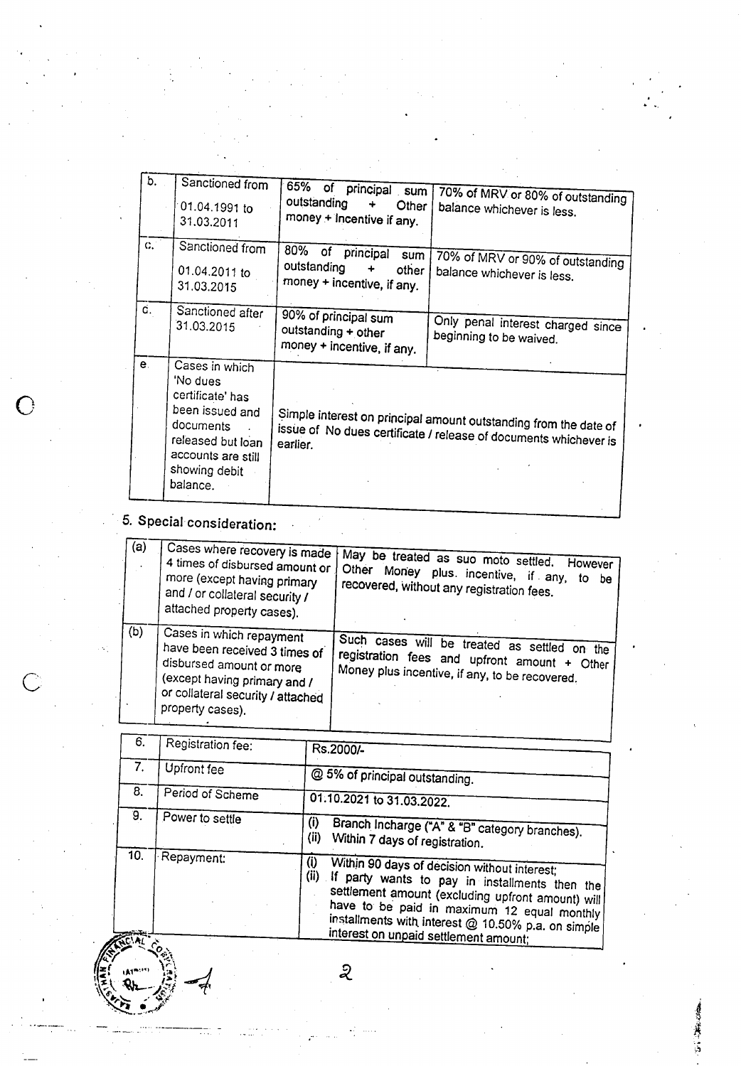| | | | |
|---|---|---|---|
| b. | Sanctioned from 01.04.1991 to 31.03.2011 | 65% of principal sum outstanding + Other money + Incentive if any. | 70% of MRV or 80% of outstanding balance whichever is less. |
| c. | Sanctioned from 01.04.2011 to 31.03.2015 | 80% of principal sum outstanding + other money + incentive, if any. | 70% of MRV or 90% of outstanding balance whichever is less. |
| d. | Sanctioned after 31.03.2015 | 90% of principal sum outstanding + other money + incentive, if any. | Only penal interest charged since beginning to be waived. |
| e. | Cases in which 'No dues certificate' has been issued and documents released but loan accounts are still showing debit balance. | Simple interest on principal amount outstanding from the date of issue of No dues certificate / release of documents whichever is earlier. | |

## 5. Special consideration:

| | | |
|---|---|---|
| (a) | Cases where recovery is made 4 times of disbursed amount or more (except having primary and / or collateral security / attached property cases). | May be treated as suo moto settled. However Other Money plus. incentive, if any, to be recovered, without any registration fees. |
| (b) | Cases in which repayment have been received 3 times of disbursed amount or more (except having primary and / or collateral security / attached property cases). | Such cases will be treated as settled on the registration fees and upfront amount + Other Money plus incentive, if any, to be recovered. |

| | | |
|---|---|---|
| 6. | Registration fee: | Rs.2000/- |
| 7. | Upfront fee | @ 5% of principal outstanding. |
| 8. | Period of Scheme | 01.10.2021 to 31.03.2022. |
| 9. | Power to settle | (i) Branch Incharge ("A" & "B" category branches). (ii) Within 7 days of registration. |
| 10. | Repayment: | (i) Within 90 days of decision without interest; (ii) If party wants to pay in installments then the settlement amount (excluding upfront amount) will have to be paid in maximum 12 equal monthly installments with interest @ 10.50% p.a. on simple interest on unpaid settlement amount; |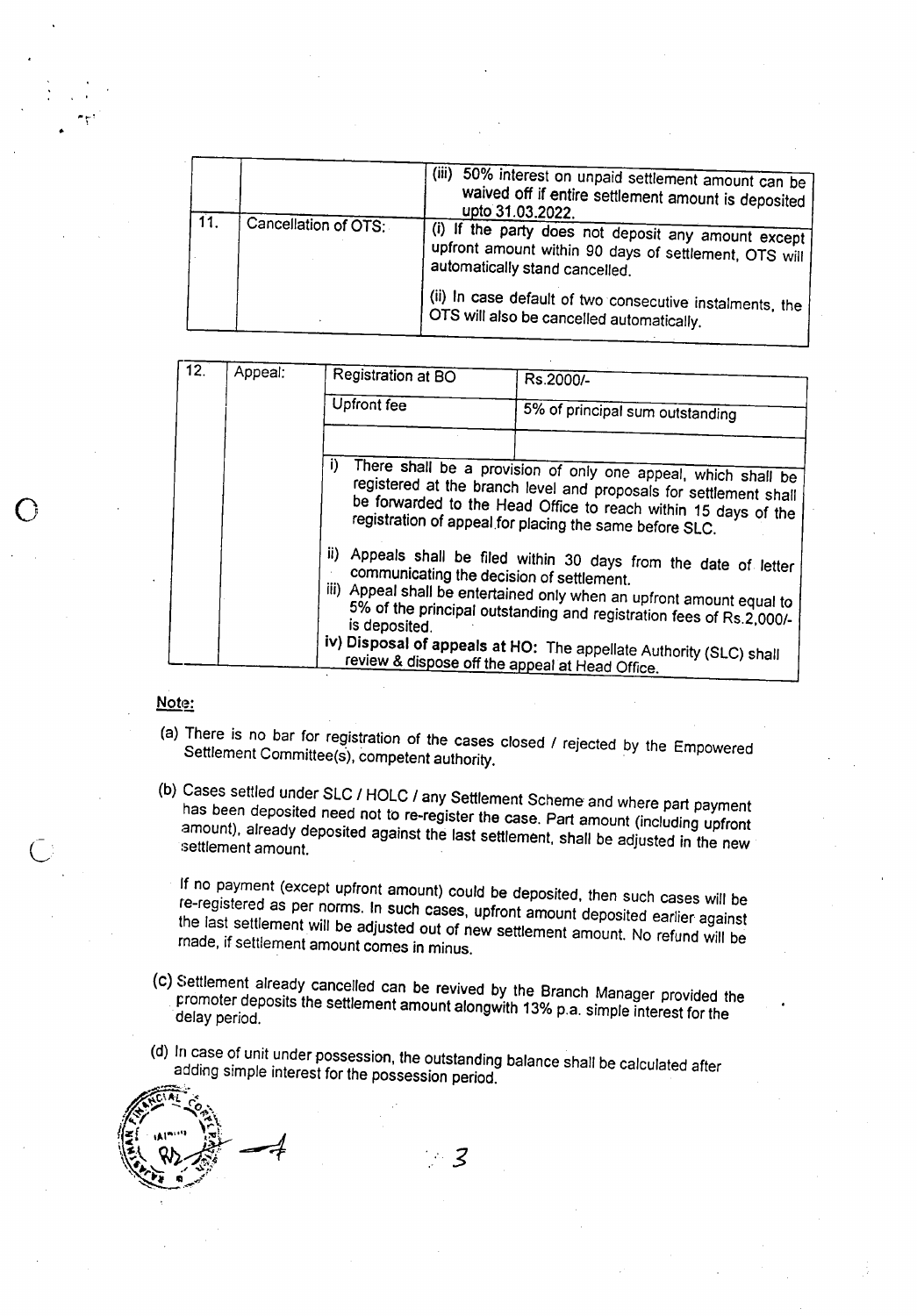| | | |
|---|---|---|
| | | (iii) 50% interest on unpaid settlement amount can be waived off if entire settlement amount is deposited upto 31.03.2022. |
| 11. | Cancellation of OTS: | (i) If the party does not deposit any amount except upfront amount within 90 days of settlement, OTS will automatically stand cancelled.<br><br>(ii) In case default of two consecutive instalments, the OTS will also be cancelled automatically. |

| | | | |
|---|---|---|---|
| 12. | Appeal: | Registration at BO | Rs.2000/- |
| | | Upfront fee | 5% of principal sum outstanding |
| | | | |
| | | i) There shall be a provision of only one appeal, which shall be registered at the branch level and proposals for settlement shall be forwarded to the Head Office to reach within 15 days of the registration of appeal for placing the same before SLC.<br><br>ii) Appeals shall be filed within 30 days from the date of letter communicating the decision of settlement.<br>iii) Appeal shall be entertained only when an upfront amount equal to 5% of the principal outstanding and registration fees of Rs.2,000/- is deposited.<br>iv) **Disposal of appeals at HO:** The appellate Authority (SLC) shall review & dispose off the appeal at Head Office. | |

**Note:**

(a) There is no bar for registration of the cases closed / rejected by the Empowered Settlement Committee(s), competent authority.

(b) Cases settled under SLC / HOLC / any Settlement Scheme and where part payment has been deposited need not to re-register the case. Part amount (including upfront amount), already deposited against the last settlement, shall be adjusted in the new settlement amount.

If no payment (except upfront amount) could be deposited, then such cases will be re-registered as per norms. In such cases, upfront amount deposited earlier against the last settlement will be adjusted out of new settlement amount. No refund will be made, if settlement amount comes in minus.

(c) Settlement already cancelled can be revived by the Branch Manager provided the promoter deposits the settlement amount alongwith 13% p.a. simple interest for the delay period.

(d) In case of unit under possession, the outstanding balance shall be calculated after adding simple interest for the possession period.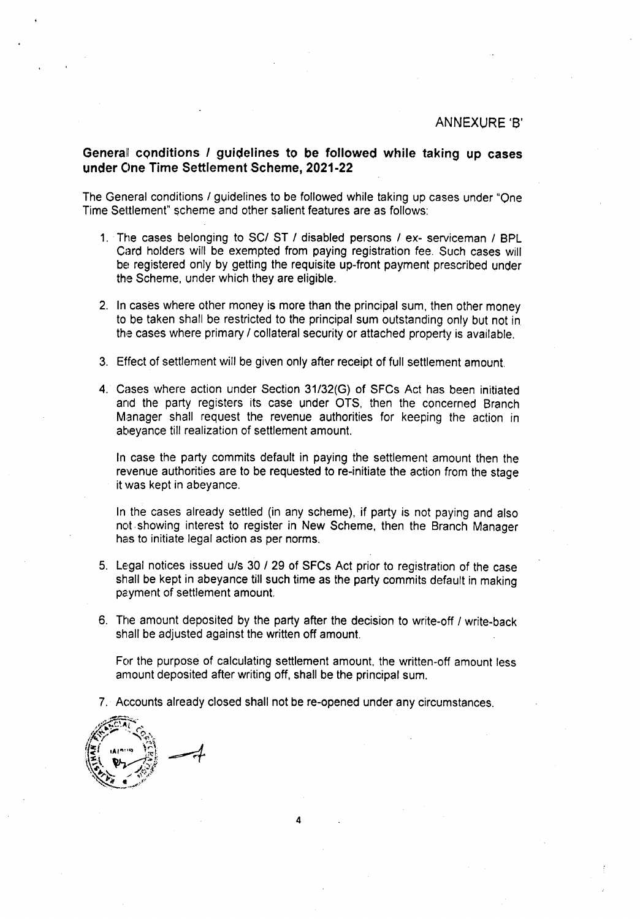ANNEXURE 'B'

**General conditions / guidelines to be followed while taking up cases under One Time Settlement Scheme, 2021-22**

The General conditions / guidelines to be followed while taking up cases under "One Time Settlement" scheme and other salient features are as follows:

1. The cases belonging to SC/ ST / disabled persons / ex- serviceman / BPL Card holders will be exempted from paying registration fee. Such cases will be registered only by getting the requisite up-front payment prescribed under the Scheme, under which they are eligible.

2. In cases where other money is more than the principal sum, then other money to be taken shall be restricted to the principal sum outstanding only but not in the cases where primary / collateral security or attached property is available.

3. Effect of settlement will be given only after receipt of full settlement amount.

4. Cases where action under Section 31/32(G) of SFCs Act has been initiated and the party registers its case under OTS, then the concerned Branch Manager shall request the revenue authorities for keeping the action in abeyance till realization of settlement amount.

   In case the party commits default in paying the settlement amount then the revenue authorities are to be requested to re-initiate the action from the stage it was kept in abeyance.

   In the cases already settled (in any scheme), if party is not paying and also not showing interest to register in New Scheme, then the Branch Manager has to initiate legal action as per norms.

5. Legal notices issued u/s 30 / 29 of SFCs Act prior to registration of the case shall be kept in abeyance till such time as the party commits default in making payment of settlement amount.

6. The amount deposited by the party after the decision to write-off / write-back shall be adjusted against the written off amount.

   For the purpose of calculating settlement amount, the written-off amount less amount deposited after writing off, shall be the principal sum.

7. Accounts already closed shall not be re-opened under any circumstances.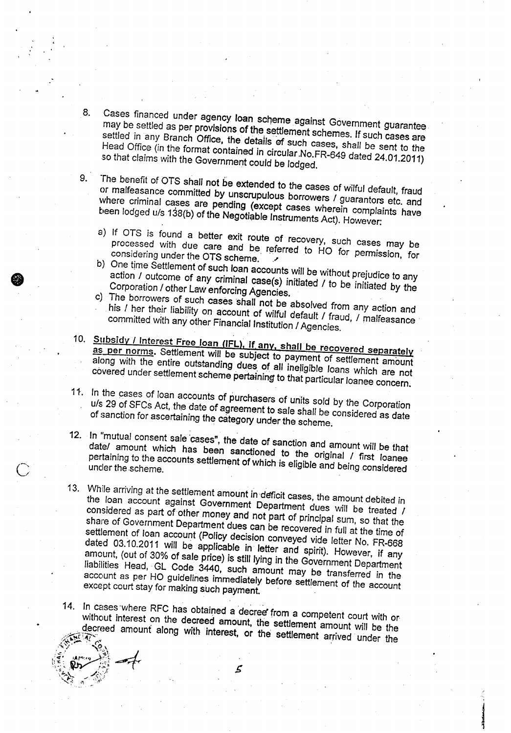8. Cases financed under agency loan scheme against Government guarantee may be settled as per provisions of the settlement schemes. If such cases are settled in any Branch Office, the details of such cases, shall be sent to the Head Office (in the format contained in circular No.FR-649 dated 24.01.2011) so that claims with the Government could be lodged.

9. The benefit of OTS shall not be extended to the cases of wilful default, fraud or malfeasance committed by unscrupulous borrowers / guarantors etc. and where criminal cases are pending (except cases wherein complaints have been lodged u/s 138(b) of the Negotiable Instruments Act). However:

   a) If OTS is found a better exit route of recovery, such cases may be processed with due care and be referred to HO for permission, for considering under the OTS scheme.
   b) One time Settlement of such loan accounts will be without prejudice to any action / outcome of any criminal case(s) initiated / to be initiated by the Corporation / other Law enforcing Agencies.
   c) The borrowers of such cases shall not be absolved from any action and his / her their liability on account of wilful default / fraud, / malfeasance committed with any other Financial Institution / Agencies.

10. <u>Subsidy / Interest Free loan (IFL), if any, shall be recovered separately as per norms</u>. Settlement will be subject to payment of settlement amount along with the entire outstanding dues of all ineligible loans which are not covered under settlement scheme pertaining to that particular loanee concern.

11. In the cases of loan accounts of purchasers of units sold by the Corporation u/s 29 of SFCs Act, the date of agreement to sale shall be considered as date of sanction for ascertaining the category under the scheme.

12. In "mutual consent sale cases", the date of sanction and amount will be that date/ amount which has been sanctioned to the original / first loanee pertaining to the accounts settlement of which is eligible and being considered under the scheme.

13. While arriving at the settlement amount in deficit cases, the amount debited in the loan account against Government Department dues will be treated / considered as part of other money and not part of principal sum, so that the share of Government Department dues can be recovered in full at the time of settlement of loan account (Policy decision conveyed vide letter No. FR-668 dated 03.10.2011 will be applicable in letter and spirit). However, if any amount, (out of 30% of sale price) is still lying in the Government Department liabilities Head, GL Code 3440, such amount may be transferred in the account as per HO guidelines immediately before settlement of the account except court stay for making such payment.

14. In cases where RFC has obtained a decree from a competent court with or without interest on the decreed amount, the settlement amount will be the decreed amount along with interest, or the settlement arrived under the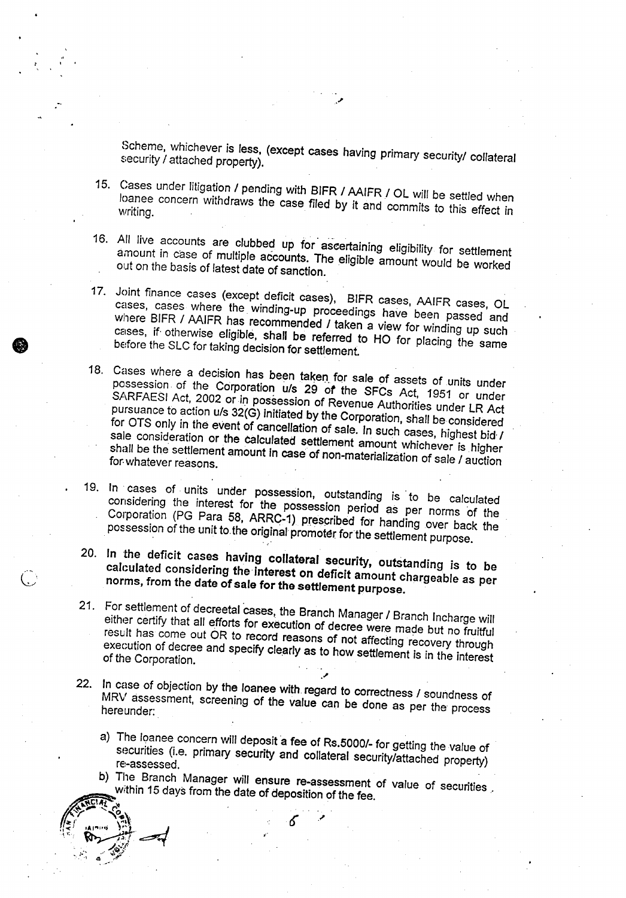Scheme, whichever is less, (except cases having primary security/ collateral security / attached property).

15. Cases under litigation / pending with BIFR / AAIFR / OL will be settled when loanee concern withdraws the case filed by it and commits to this effect in writing.

16. All live accounts are clubbed up for ascertaining eligibility for settlement amount in case of multiple accounts. The eligible amount would be worked out on the basis of latest date of sanction.

17. Joint finance cases (except deficit cases), BIFR cases, AAIFR cases, OL cases, cases where the winding-up proceedings have been passed and where BIFR / AAIFR has recommended / taken a view for winding up such cases, if otherwise eligible, shall be referred to HO for placing the same before the SLC for taking decision for settlement.

18. Cases where a decision has been taken for sale of assets of units under possession of the Corporation u/s 29 of the SFCs Act, 1951 or under SARFAESI Act, 2002 or in possession of Revenue Authorities under LR Act pursuance to action u/s 32(G) initiated by the Corporation, shall be considered for OTS only in the event of cancellation of sale. In such cases, highest bid / sale consideration or the calculated settlement amount whichever is higher shall be the settlement amount in case of non-materialization of sale / auction for whatever reasons.

19. In cases of units under possession, outstanding is to be calculated considering the interest for the possession period as per norms of the Corporation (PG Para 58, ARRC-1) prescribed for handing over back the possession of the unit to the original promoter for the settlement purpose.

20. **In the deficit cases having collateral security, outstanding is to be calculated considering the interest on deficit amount chargeable as per norms, from the date of sale for the settlement purpose.**

21. For settlement of decreetal cases, the Branch Manager / Branch Incharge will either certify that all efforts for execution of decree were made but no fruitful result has come out OR to record reasons of not affecting recovery through execution of decree and specify clearly as to how settlement is in the interest of the Corporation.

22. In case of objection by the loanee with regard to correctness / soundness of MRV assessment, screening of the value can be done as per the process hereunder:

    a) The loanee concern will deposit a fee of Rs.5000/- for getting the value of securities (i.e. primary security and collateral security/attached property) re-assessed.

    b) The Branch Manager will ensure re-assessment of value of securities within 15 days from the date of deposition of the fee.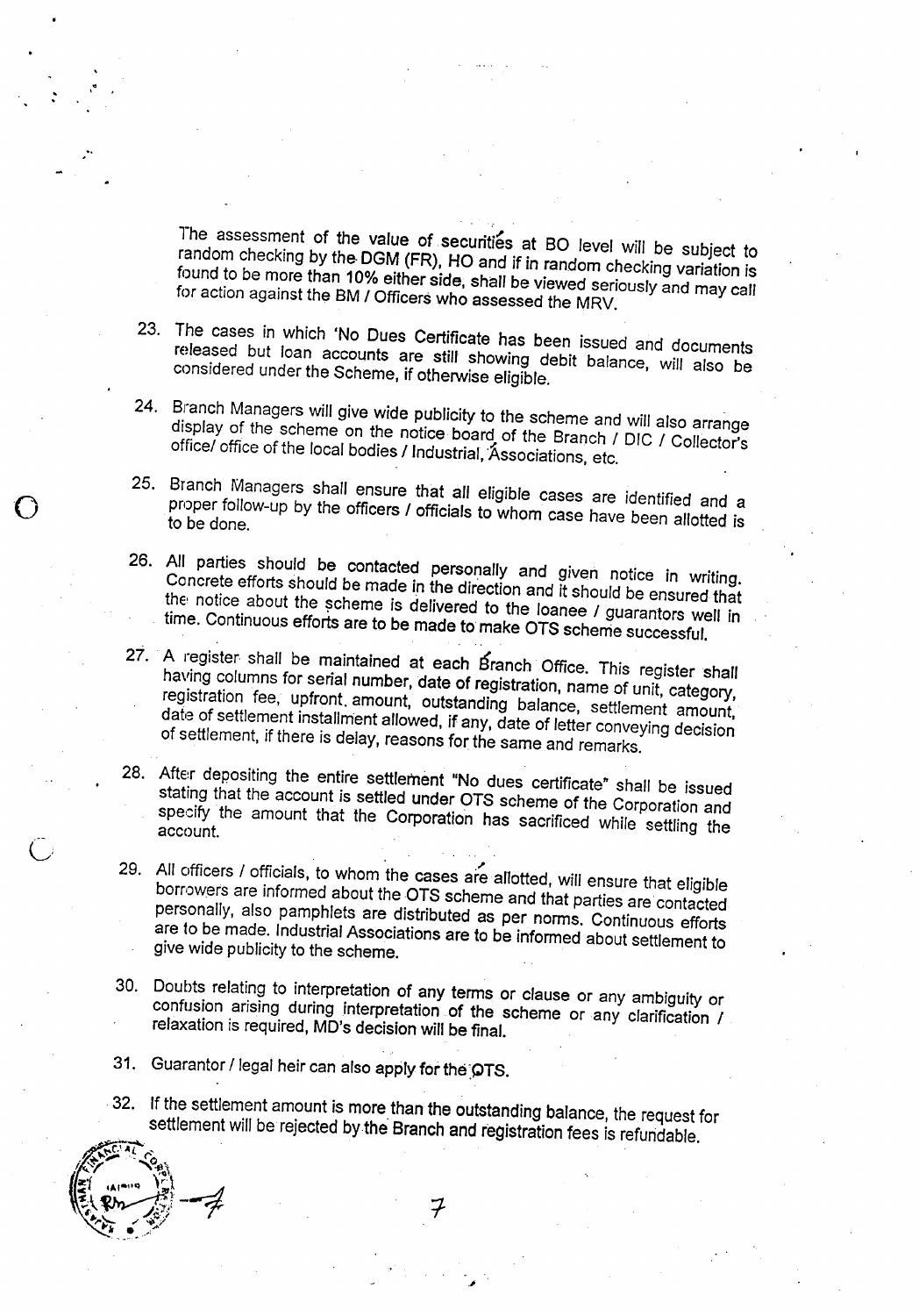The assessment of the value of securities at BO level will be subject to random checking by the DGM (FR), HO and if in random checking variation is found to be more than 10% either side, shall be viewed seriously and may call for action against the BM / Officers who assessed the MRV.

23. The cases in which 'No Dues Certificate has been issued and documents released but loan accounts are still showing debit balance, will also be considered under the Scheme, if otherwise eligible.

24. Branch Managers will give wide publicity to the scheme and will also arrange display of the scheme on the notice board of the Branch / DIC / Collector's office/ office of the local bodies / Industrial, Associations, etc.

25. Branch Managers shall ensure that all eligible cases are identified and a proper follow-up by the officers / officials to whom case have been allotted is to be done.

26. All parties should be contacted personally and given notice in writing. Concrete efforts should be made in the direction and it should be ensured that the notice about the scheme is delivered to the loanee / guarantors well in time. Continuous efforts are to be made to make OTS scheme successful.

27. A register shall be maintained at each Branch Office. This register shall having columns for serial number, date of registration, name of unit, category, registration fee, upfront. amount, outstanding balance, settlement amount, date of settlement installment allowed, if any, date of letter conveying decision of settlement, if there is delay, reasons for the same and remarks.

28. After depositing the entire settlement "No dues certificate" shall be issued stating that the account is settled under OTS scheme of the Corporation and specify the amount that the Corporation has sacrificed while settling the account.

29. All officers / officials, to whom the cases are allotted, will ensure that eligible borrowers are informed about the OTS scheme and that parties are contacted personally, also pamphlets are distributed as per norms. Continuous efforts are to be made. Industrial Associations are to be informed about settlement to give wide publicity to the scheme.

30. Doubts relating to interpretation of any terms or clause or any ambiguity or confusion arising during interpretation of the scheme or any clarification / relaxation is required, MD's decision will be final.

31. Guarantor / legal heir can also apply for the OTS.

32. If the settlement amount is more than the outstanding balance, the request for settlement will be rejected by the Branch and registration fees is refundable.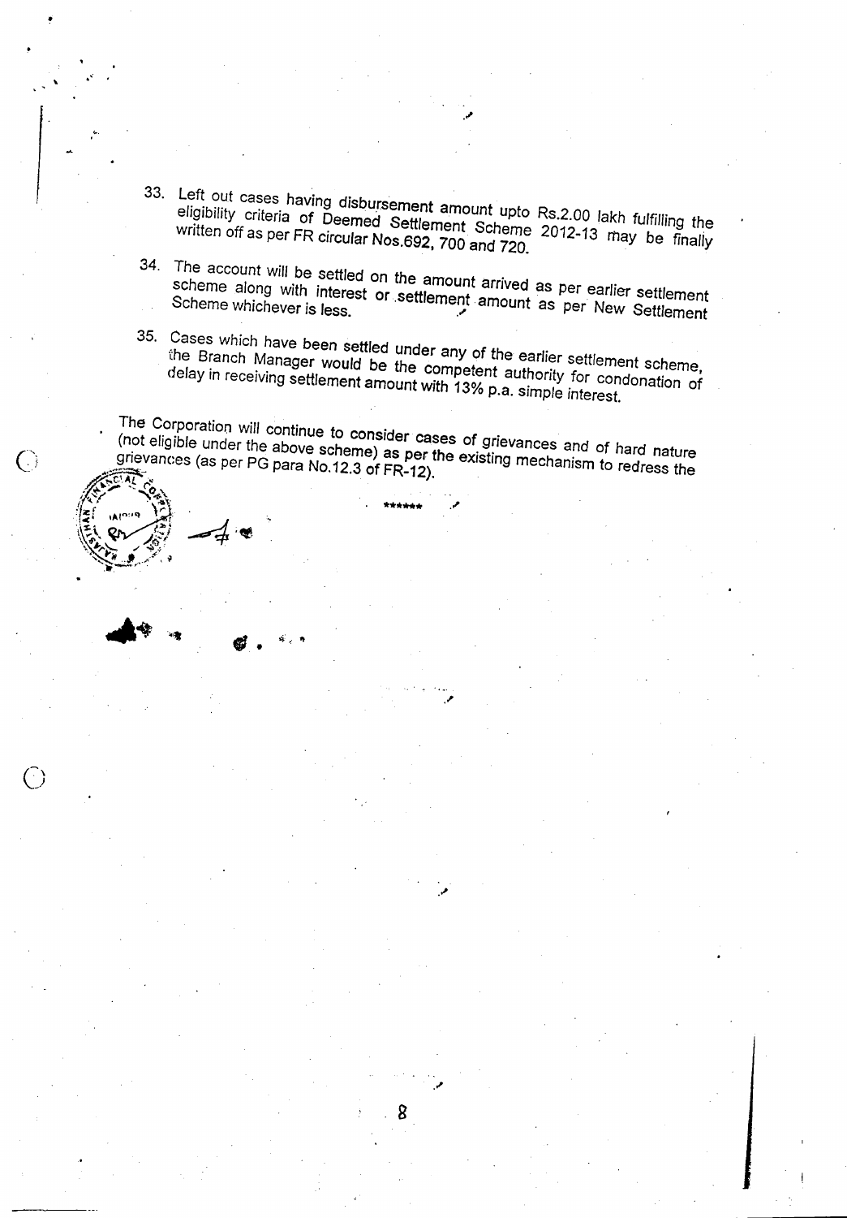33. Left out cases having disbursement amount upto Rs.2.00 lakh fulfilling the eligibility criteria of Deemed Settlement Scheme 2012-13 may be finally written off as per FR circular Nos.692, 700 and 720.

34. The account will be settled on the amount arrived as per earlier settlement scheme along with interest or settlement amount as per New Settlement Scheme whichever is less.

35. Cases which have been settled under any of the earlier settlement scheme, the Branch Manager would be the competent authority for condonation of delay in receiving settlement amount with 13% p.a. simple interest.

The Corporation will continue to consider cases of grievances and of hard nature (not eligible under the above scheme) as per the existing mechanism to redress the grievances (as per PG para No.12.3 of FR-12).

******